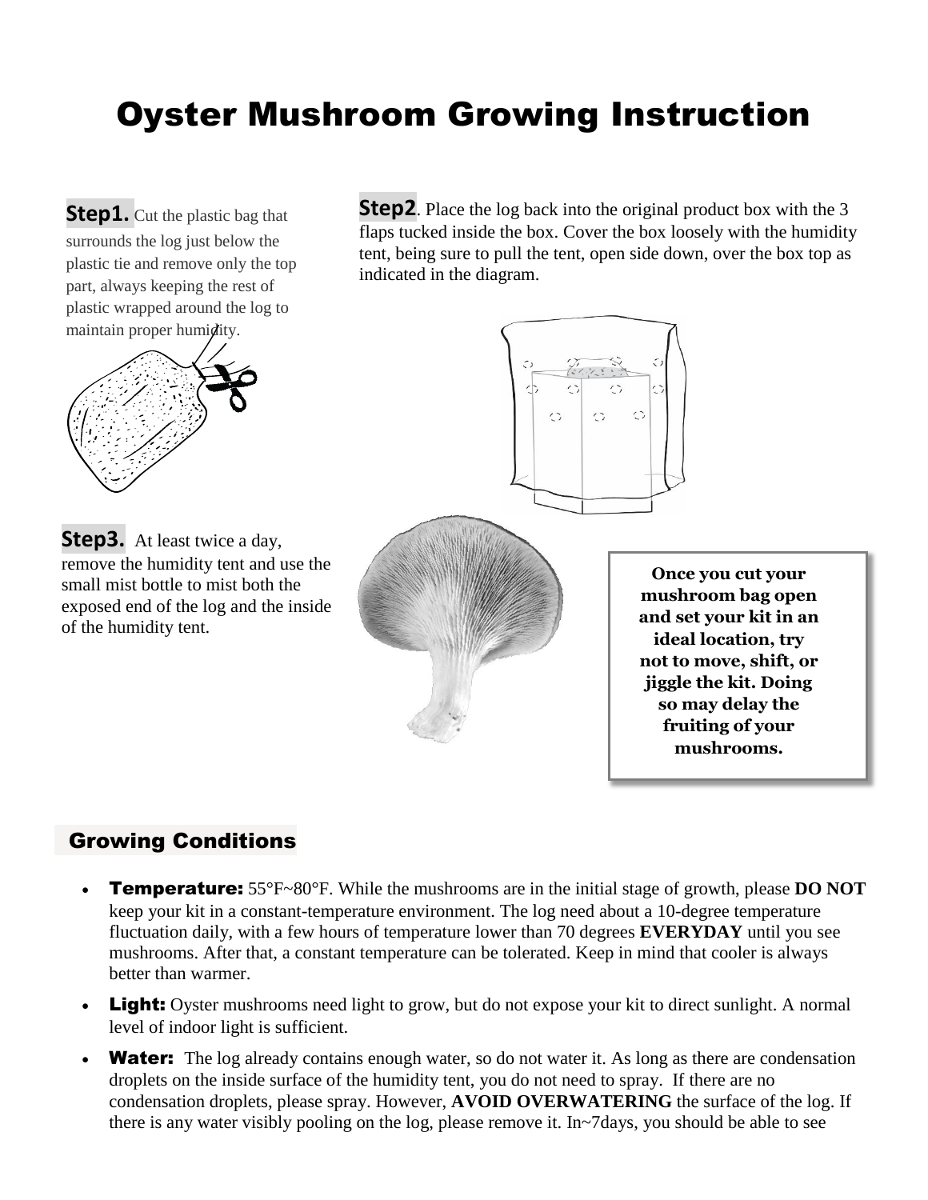# Oyster Mushroom Growing Instruction

**Step1.** Cut the plastic bag that surrounds the log just below the plastic tie and remove only the top part, always keeping the rest of plastic wrapped around the log to maintain proper humidity.

**Step2**. Place the log back into the original product box with the 3 flaps tucked inside the box. Cover the box loosely with the humidity tent, being sure to pull the tent, open side down, over the box top as indicated in the diagram.

**Step3.** At least twice a day, remove the humidity tent and use the small mist bottle to mist both the exposed end of the log and the inside of the humidity tent.

**Once you cut your mushroom bag open and set your kit in an ideal location, try not to move, shift, or jiggle the kit. Doing so may delay the fruiting of your mushrooms.**

## Growing Conditions

- **Temperature:** 55°F~80°F. While the mushrooms are in the initial stage of growth, please **DO NOT** keep your kit in a constant-temperature environment. The log need about a 10-degree temperature fluctuation daily, with a few hours of temperature lower than 70 degrees **EVERYDAY** until you see mushrooms. After that, a constant temperature can be tolerated. Keep in mind that cooler is always better than warmer.
- **Light:** Oyster mushrooms need light to grow, but do not expose your kit to direct sunlight. A normal level of indoor light is sufficient.
- **Water:** The log already contains enough water, so do not water it. As long as there are condensation droplets on the inside surface of the humidity tent, you do not need to spray. If there are no condensation droplets, please spray. However, **AVOID OVERWATERING** the surface of the log. If there is any water visibly pooling on the log, please remove it. In~7days, you should be able to see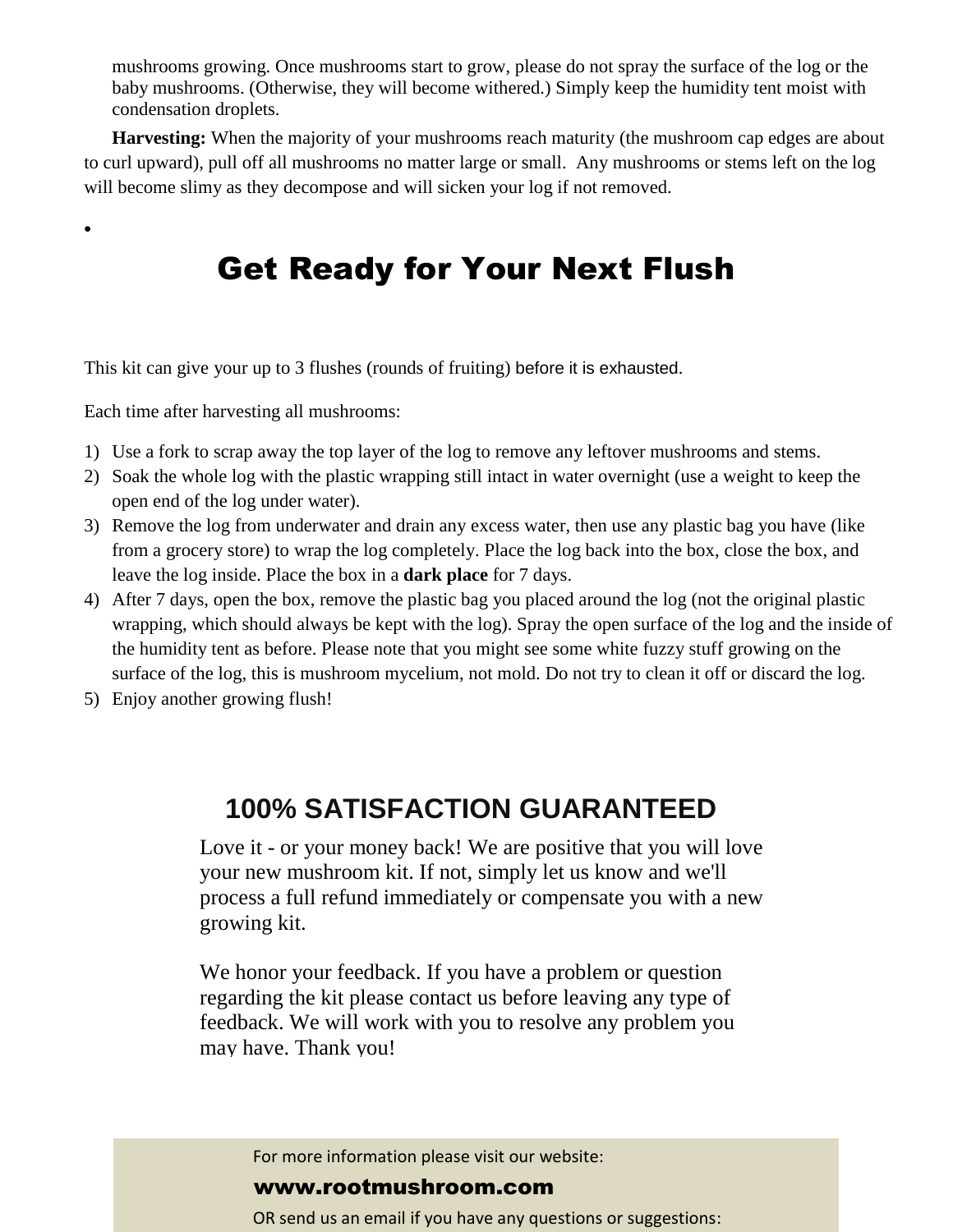mushrooms growing. Once mushrooms start to grow, please do not spray the surface of the log or the baby mushrooms. (Otherwise, they will become withered.) Simply keep the humidity tent moist with condensation droplets.

**Harvesting:** When the majority of your mushrooms reach maturity (the mushroom cap edges are about to curl upward), pull off all mushrooms no matter large or small. Any mushrooms or stems left on the log will become slimy as they decompose and will sicken your log if not removed.

# Get Ready for Your Next Flush

This kit can give your up to 3 flushes (rounds of fruiting) before it is exhausted.

Each time after harvesting all mushrooms:

1) Use a fork to scrap away the top layer of the log to remove any leftover mushrooms and stems.
2) Soak the whole log with the plastic wrapping still intact in water overnight (use a weight to keep the open end of the log under water).
3) Remove the log from underwater and drain any excess water, then use any plastic bag you have (like from a grocery store) to wrap the log completely. Place the log back into the box, close the box, and leave the log inside. Place the box in a **dark place** for 7 days.
4) After 7 days, open the box, remove the plastic bag you placed around the log (not the original plastic wrapping, which should always be kept with the log). Spray the open surface of the log and the inside of the humidity tent as before. Please note that you might see some white fuzzy stuff growing on the surface of the log, this is mushroom mycelium, not mold. Do not try to clean it off or discard the log.
5) Enjoy another growing flush!

## 100% SATISFACTION GUARANTEED

Love it - or your money back! We are positive that you will love your new mushroom kit. If not, simply let us know and we'll process a full refund immediately or compensate you with a new growing kit.

We honor your feedback. If you have a problem or question regarding the kit please contact us before leaving any type of feedback. We will work with you to resolve any problem you may have. Thank you!

For more information please visit our website:

**www.rootmushroom.com**

OR send us an email if you have any questions or suggestions: